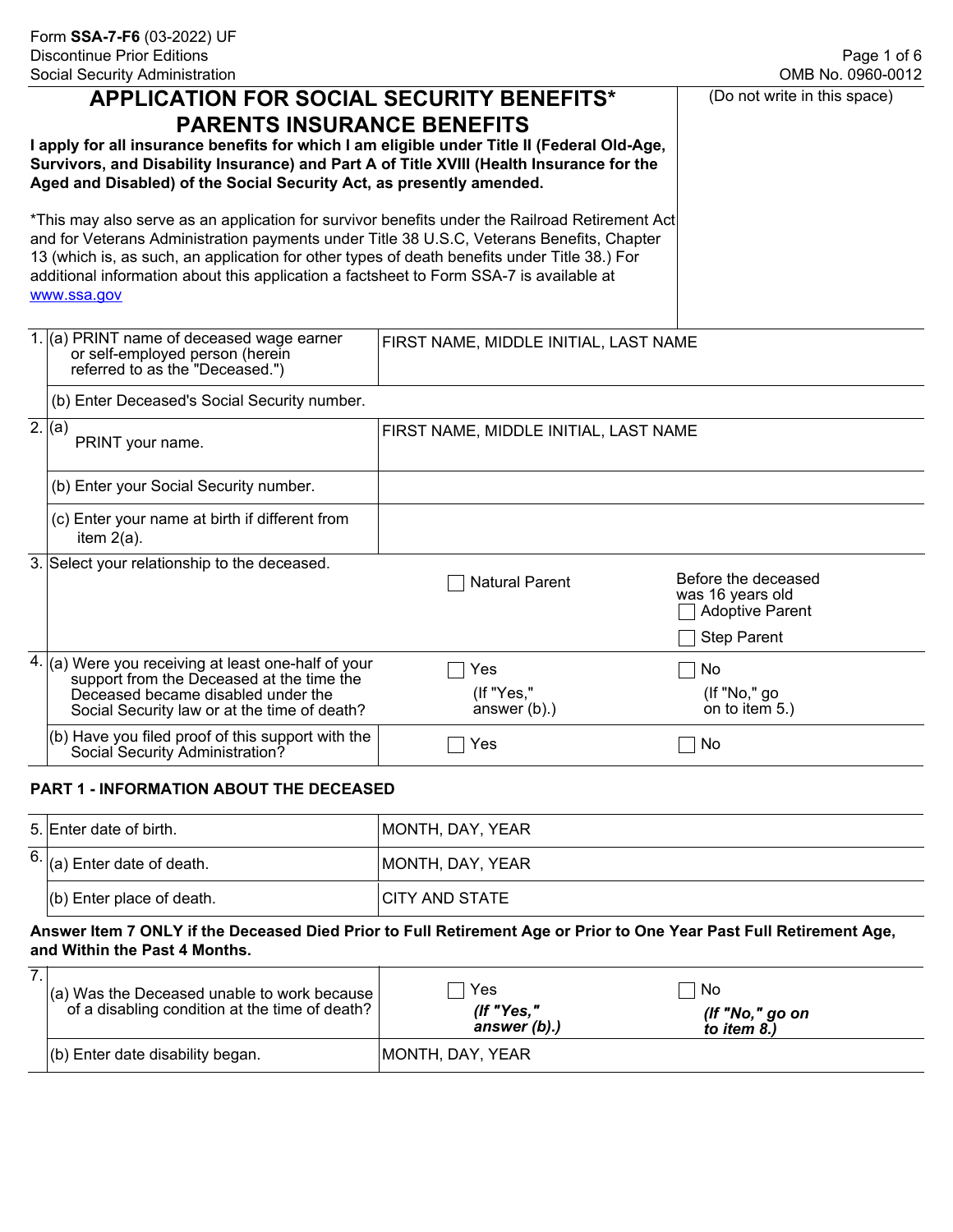Form **SSA-7-F6** (03-2022) UF
Discontinue Prior Editions
Social Security Administration

OMB No. 0960-0012

# APPLICATION FOR SOCIAL SECURITY BENEFITS*
# PARENTS INSURANCE BENEFITS

(Do not write in this space)

**I apply for all insurance benefits for which I am eligible under Title II (Federal Old-Age, Survivors, and Disability Insurance) and Part A of Title XVIII (Health Insurance for the Aged and Disabled) of the Social Security Act, as presently amended.**

*This may also serve as an application for survivor benefits under the Railroad Retirement Act and for Veterans Administration payments under Title 38 U.S.C, Veterans Benefits, Chapter 13 (which is, as such, an application for other types of death benefits under Title 38.) For additional information about this application a factsheet to Form SSA-7 is available at www.ssa.gov

| | | | |
|---|---|---|---|
| 1. | (a) PRINT name of deceased wage earner or self-employed person (herein referred to as the "Deceased.") | FIRST NAME, MIDDLE INITIAL, LAST NAME | |
| | (b) Enter Deceased's Social Security number. | | |
| 2. | (a) PRINT your name. | FIRST NAME, MIDDLE INITIAL, LAST NAME | |
| | (b) Enter your Social Security number. | | |
| | (c) Enter your name at birth if different from item 2(a). | | |
| 3. | Select your relationship to the deceased. | ☐ Natural Parent | Before the deceased was 16 years old ☐ Adoptive Parent ☐ Step Parent |
| 4. | (a) Were you receiving at least one-half of your support from the Deceased at the time the Deceased became disabled under the Social Security law or at the time of death? | ☐ Yes (If "Yes," answer (b).) | ☐ No (If "No," go on to item 5.) |
| | (b) Have you filed proof of this support with the Social Security Administration? | ☐ Yes | ☐ No |

## PART 1 - INFORMATION ABOUT THE DECEASED

| | | |
|---|---|---|
| 5. | Enter date of birth. | MONTH, DAY, YEAR |
| 6. | (a) Enter date of death. | MONTH, DAY, YEAR |
| | (b) Enter place of death. | CITY AND STATE |

**Answer Item 7 ONLY if the Deceased Died Prior to Full Retirement Age or Prior to One Year Past Full Retirement Age, and Within the Past 4 Months.**

| | | | |
|---|---|---|---|
| 7. | (a) Was the Deceased unable to work because of a disabling condition at the time of death? | ☐ Yes ***(If "Yes," answer (b).)*** | ☐ No ***(If "No," go on to item 8.)*** |
| | (b) Enter date disability began. | MONTH, DAY, YEAR | |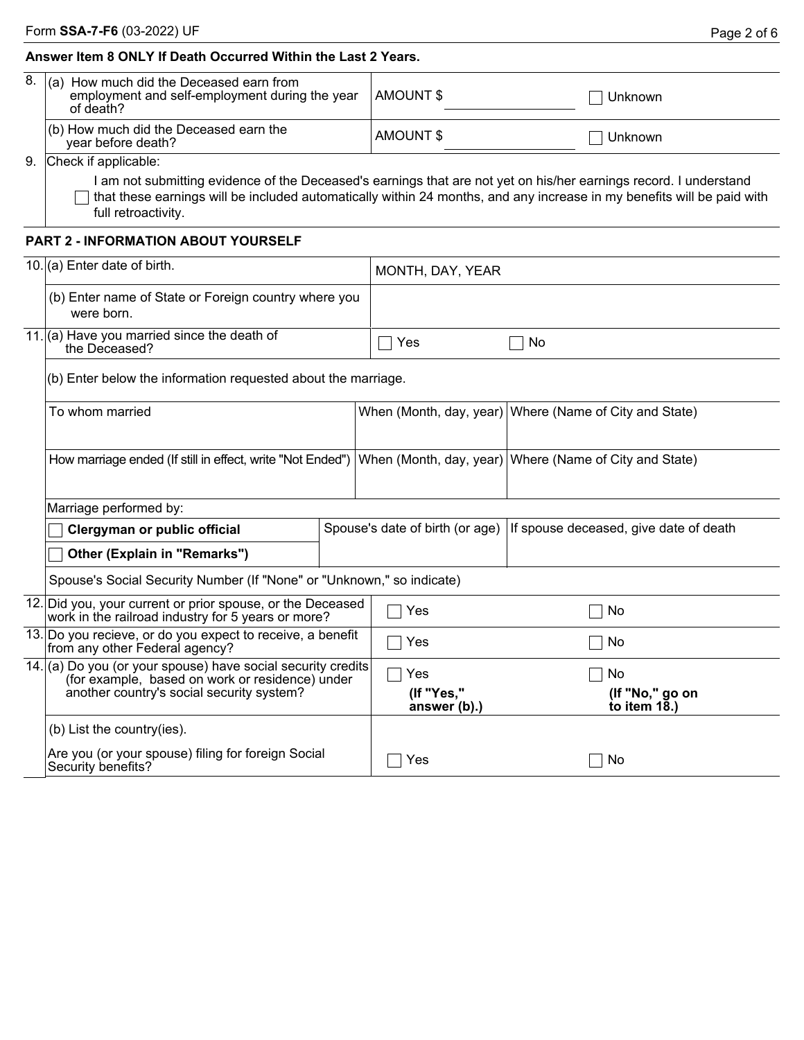**Answer Item 8 ONLY If Death Occurred Within the Last 2 Years.**

| | | | |
|---|---|---|---|
| 8. | (a) How much did the Deceased earn from employment and self-employment during the year of death? | AMOUNT $ ____________ | ☐ Unknown |
| | (b) How much did the Deceased earn the year before death? | AMOUNT $ ____________ | ☐ Unknown |

9. Check if applicable:

☐ I am not submitting evidence of the Deceased's earnings that are not yet on his/her earnings record. I understand that these earnings will be included automatically within 24 months, and any increase in my benefits will be paid with full retroactivity.

## PART 2 - INFORMATION ABOUT YOURSELF

| | | |
|---|---|---|
| 10. | (a) Enter date of birth. | MONTH, DAY, YEAR |
| | (b) Enter name of State or Foreign country where you were born. | |
| 11. | (a) Have you married since the death of the Deceased? | ☐ Yes ☐ No |

(b) Enter below the information requested about the marriage.

| To whom married | When (Month, day, year) | Where (Name of City and State) |
|---|---|---|
| | | |
| **How marriage ended (If still in effect, write "Not Ended")** | **When (Month, day, year)** | **Where (Name of City and State)** |
| | | |

Marriage performed by:

| | Spouse's date of birth (or age) | If spouse deceased, give date of death |
|---|---|---|
| ☐ **Clergyman or public official** | | |
| ☐ **Other (Explain in "Remarks")** | | |

Spouse's Social Security Number (If "None" or "Unknown," so indicate)

| | | | |
|---|---|---|---|
| 12. | Did you, your current or prior spouse, or the Deceased work in the railroad industry for 5 years or more? | ☐ Yes | ☐ No |
| 13. | Do you recieve, or do you expect to receive, a benefit from any other Federal agency? | ☐ Yes | ☐ No |
| 14. | (a) Do you (or your spouse) have social security credits (for example, based on work or residence) under another country's social security system? | ☐ Yes **(If "Yes," answer (b).)** | ☐ No **(If "No," go on to item 18.)** |
| | (b) List the country(ies). | | |
| | Are you (or your spouse) filing for foreign Social Security benefits? | ☐ Yes | ☐ No |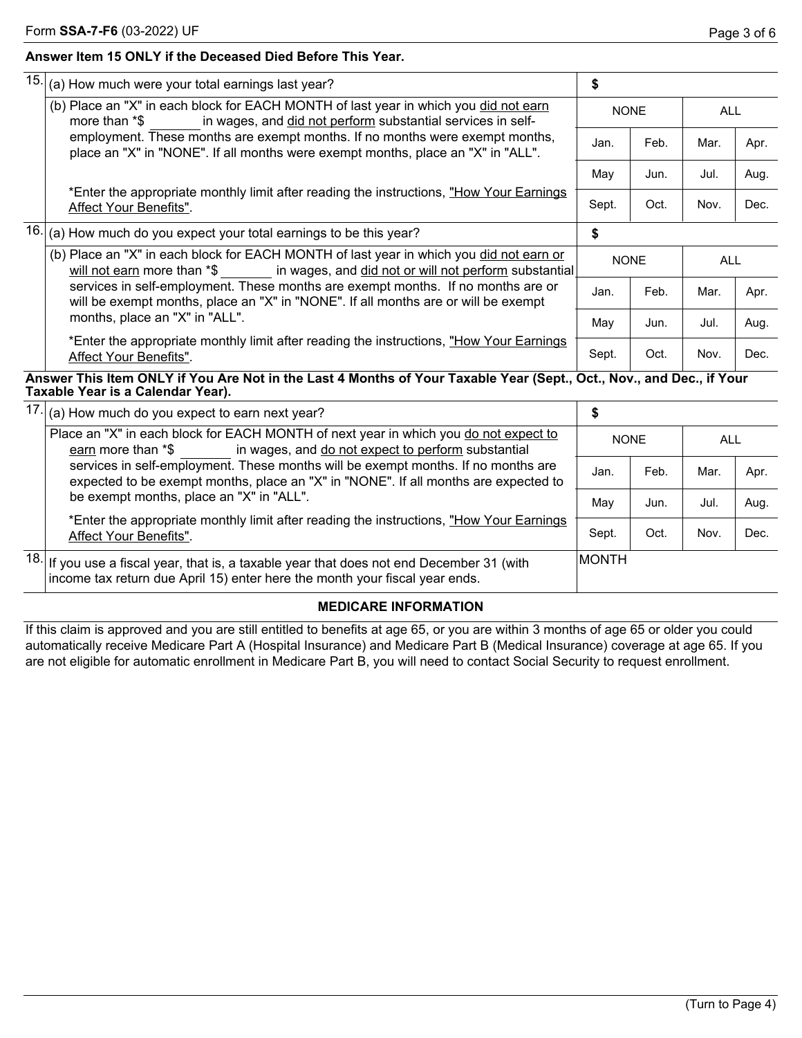**Answer Item 15 ONLY if the Deceased Died Before This Year.**

| | | | | | |
|---|---|---|---|---|---|
| 15. | (a) How much were your total earnings last year? | $ | | | |
| | (b) Place an "X" in each block for EACH MONTH of last year in which you did not earn more than *$ _______ in wages, and did not perform substantial services in self-employment. These months are exempt months. If no months were exempt months, place an "X" in "NONE". If all months were exempt months, place an "X" in "ALL". *Enter the appropriate monthly limit after reading the instructions, "How Your Earnings Affect Your Benefits". | NONE | | ALL | |
| | | Jan. | Feb. | Mar. | Apr. |
| | | May | Jun. | Jul. | Aug. |
| | | Sept. | Oct. | Nov. | Dec. |
| 16. | (a) How much do you expect your total earnings to be this year? | $ | | | |
| | (b) Place an "X" in each block for EACH MONTH of last year in which you did not earn or will not earn more than *$ _______ in wages, and did not or will not perform substantial services in self-employment. These months are exempt months. If no months are or will be exempt months, place an "X" in "NONE". If all months are or will be exempt months, place an "X" in "ALL". *Enter the appropriate monthly limit after reading the instructions, "How Your Earnings Affect Your Benefits". | NONE | | ALL | |
| | | Jan. | Feb. | Mar. | Apr. |
| | | May | Jun. | Jul. | Aug. |
| | | Sept. | Oct. | Nov. | Dec. |

**Answer This Item ONLY if You Are Not in the Last 4 Months of Your Taxable Year (Sept., Oct., Nov., and Dec., if Your Taxable Year is a Calendar Year).**

| | | | | | |
|---|---|---|---|---|---|
| 17. | (a) How much do you expect to earn next year? | $ | | | |
| | Place an "X" in each block for EACH MONTH of next year in which you do not expect to earn more than *$ _______ in wages, and do not expect to perform substantial services in self-employment. These months will be exempt months. If no months are expected to be exempt months, place an "X" in "NONE". If all months are expected to be exempt months, place an "X" in "ALL". *Enter the appropriate monthly limit after reading the instructions, "How Your Earnings Affect Your Benefits". | NONE | | ALL | |
| | | Jan. | Feb. | Mar. | Apr. |
| | | May | Jun. | Jul. | Aug. |
| | | Sept. | Oct. | Nov. | Dec. |
| 18. | If you use a fiscal year, that is, a taxable year that does not end December 31 (with income tax return due April 15) enter here the month your fiscal year ends. | MONTH | | | |

## MEDICARE INFORMATION

If this claim is approved and you are still entitled to benefits at age 65, or you are within 3 months of age 65 or older you could automatically receive Medicare Part A (Hospital Insurance) and Medicare Part B (Medical Insurance) coverage at age 65. If you are not eligible for automatic enrollment in Medicare Part B, you will need to contact Social Security to request enrollment.

(Turn to Page 4)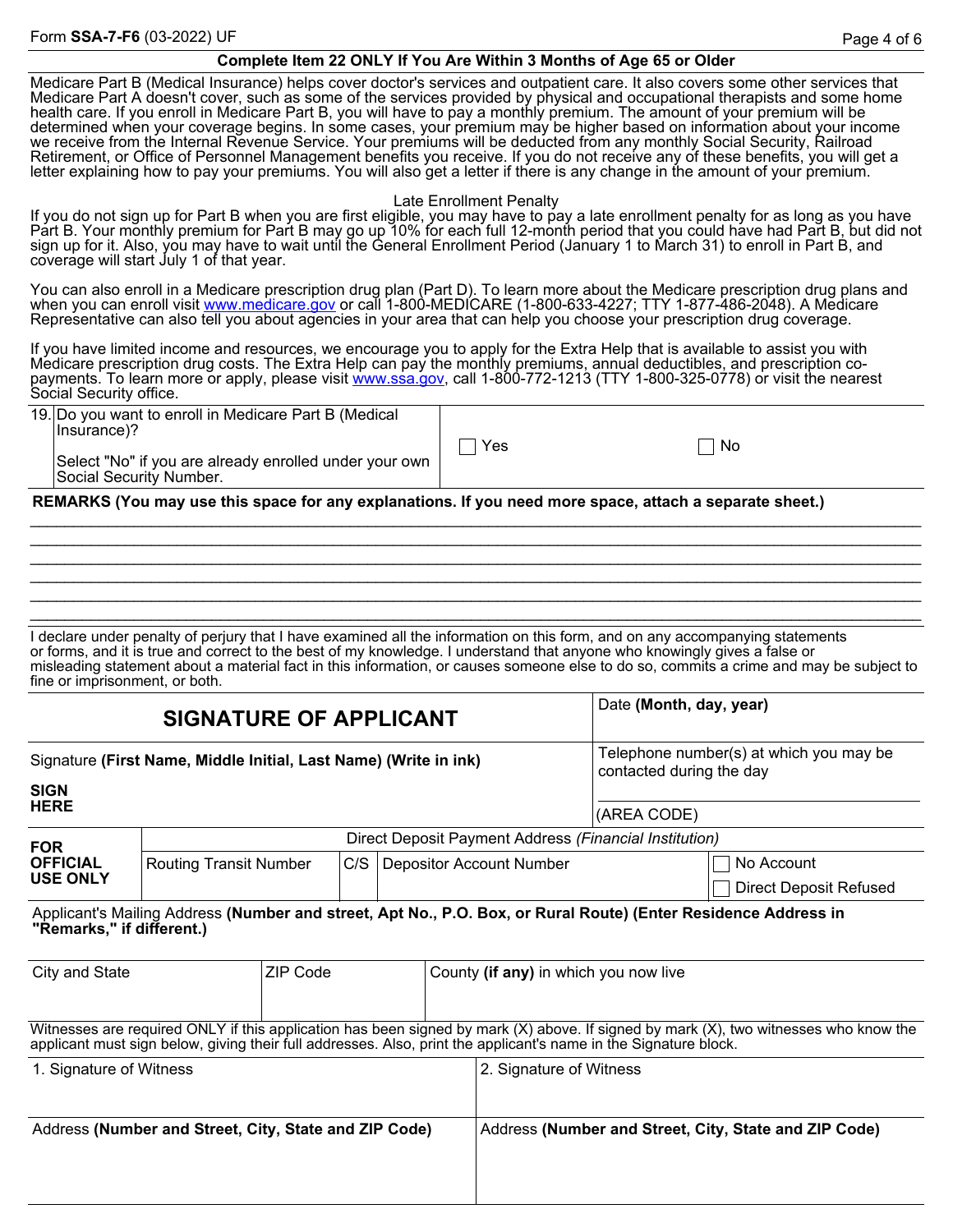**Complete Item 22 ONLY If You Are Within 3 Months of Age 65 or Older**

Medicare Part B (Medical Insurance) helps cover doctor's services and outpatient care. It also covers some other services that Medicare Part A doesn't cover, such as some of the services provided by physical and occupational therapists and some home health care. If you enroll in Medicare Part B, you will have to pay a monthly premium. The amount of your premium will be determined when your coverage begins. In some cases, your premium may be higher based on information about your income we receive from the Internal Revenue Service. Your premiums will be deducted from any monthly Social Security, Railroad Retirement, or Office of Personnel Management benefits you receive. If you do not receive any of these benefits, you will get a letter explaining how to pay your premiums. You will also get a letter if there is any change in the amount of your premium.

Late Enrollment Penalty

If you do not sign up for Part B when you are first eligible, you may have to pay a late enrollment penalty for as long as you have Part B. Your monthly premium for Part B may go up 10% for each full 12-month period that you could have had Part B, but did not sign up for it. Also, you may have to wait until the General Enrollment Period (January 1 to March 31) to enroll in Part B, and coverage will start July 1 of that year.

You can also enroll in a Medicare prescription drug plan (Part D). To learn more about the Medicare prescription drug plans and when you can enroll visit www.medicare.gov or call 1-800-MEDICARE (1-800-633-4227; TTY 1-877-486-2048). A Medicare Representative can also tell you about agencies in your area that can help you choose your prescription drug coverage.

If you have limited income and resources, we encourage you to apply for the Extra Help that is available to assist you with Medicare prescription drug costs. The Extra Help can pay the monthly premiums, annual deductibles, and prescription co-payments. To learn more or apply, please visit www.ssa.gov, call 1-800-772-1213 (TTY 1-800-325-0778) or visit the nearest Social Security office.

| | | |
|---|---|---|
| 19. Do you want to enroll in Medicare Part B (Medical Insurance)?<br><br>Select "No" if you are already enrolled under your own Social Security Number. | ☐ Yes | ☐ No |

**REMARKS (You may use this space for any explanations. If you need more space, attach a separate sheet.)**

______________________________________________________________________________

______________________________________________________________________________

______________________________________________________________________________

______________________________________________________________________________

______________________________________________________________________________

______________________________________________________________________________

I declare under penalty of perjury that I have examined all the information on this form, and on any accompanying statements or forms, and it is true and correct to the best of my knowledge. I understand that anyone who knowingly gives a false or misleading statement about a material fact in this information, or causes someone else to do so, commits a crime and may be subject to fine or imprisonment, or both.

| **SIGNATURE OF APPLICANT** | Date **(Month, day, year)** |
|---|---|
| Signature **(First Name, Middle Initial, Last Name) (Write in ink)**<br><br>**SIGN HERE** | Telephone number(s) at which you may be contacted during the day<br><br>(AREA CODE) |

| **FOR OFFICIAL USE ONLY** | Direct Deposit Payment Address *(Financial Institution)* | | | |
|---|---|---|---|---|
| | Routing Transit Number | C/S | Depositor Account Number | ☐ No Account<br>☐ Direct Deposit Refused |

Applicant's Mailing Address **(Number and street, Apt No., P.O. Box, or Rural Route) (Enter Residence Address in "Remarks," if different.)**

| City and State | ZIP Code | County **(if any)** in which you now live |
|---|---|---|
| | | |

Witnesses are required ONLY if this application has been signed by mark (X) above. If signed by mark (X), two witnesses who know the applicant must sign below, giving their full addresses. Also, print the applicant's name in the Signature block.

| 1. Signature of Witness | 2. Signature of Witness |
|---|---|
| Address **(Number and Street, City, State and ZIP Code)** | Address **(Number and Street, City, State and ZIP Code)** |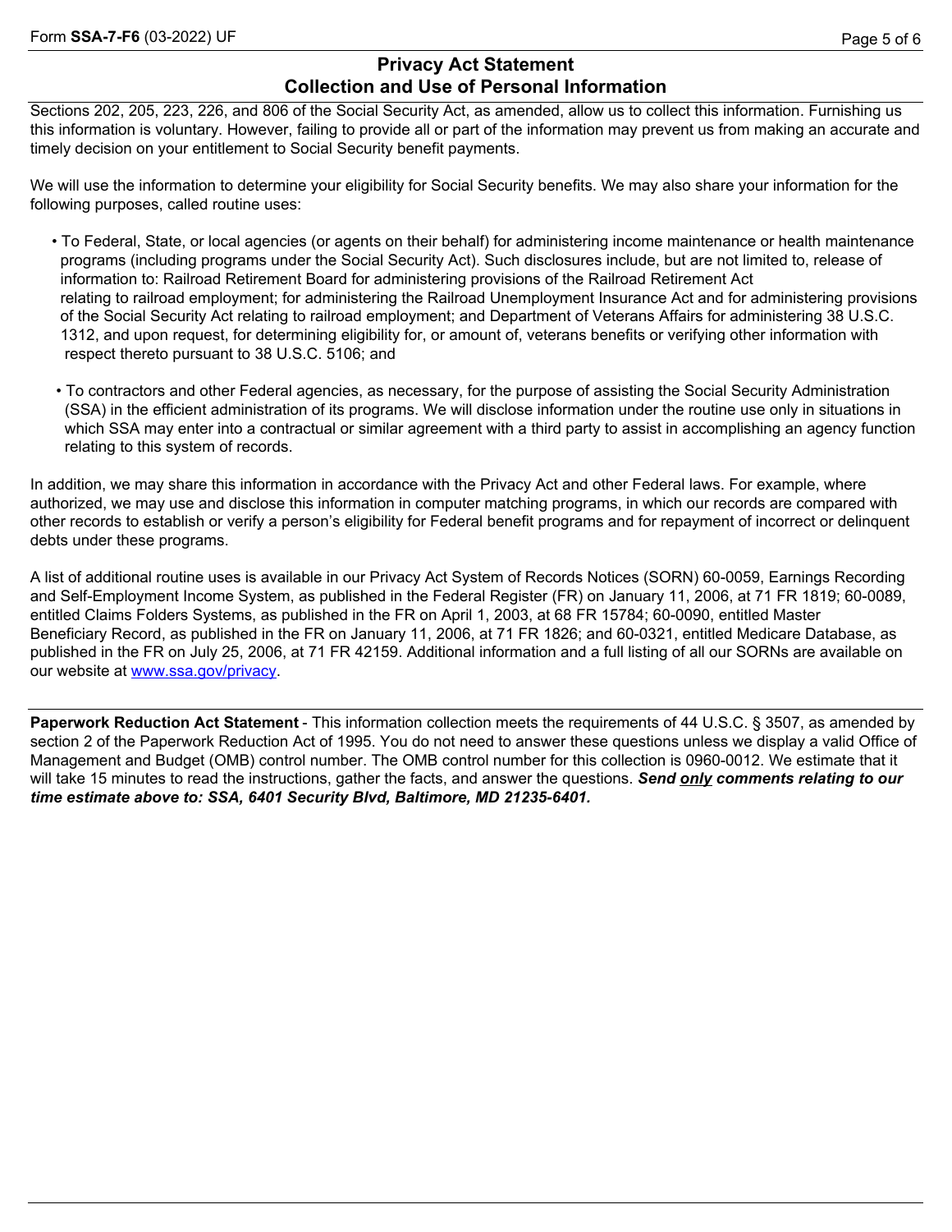## Privacy Act Statement
## Collection and Use of Personal Information

Sections 202, 205, 223, 226, and 806 of the Social Security Act, as amended, allow us to collect this information. Furnishing us this information is voluntary. However, failing to provide all or part of the information may prevent us from making an accurate and timely decision on your entitlement to Social Security benefit payments.

We will use the information to determine your eligibility for Social Security benefits. We may also share your information for the following purposes, called routine uses:

- To Federal, State, or local agencies (or agents on their behalf) for administering income maintenance or health maintenance programs (including programs under the Social Security Act). Such disclosures include, but are not limited to, release of information to: Railroad Retirement Board for administering provisions of the Railroad Retirement Act relating to railroad employment; for administering the Railroad Unemployment Insurance Act and for administering provisions of the Social Security Act relating to railroad employment; and Department of Veterans Affairs for administering 38 U.S.C. 1312, and upon request, for determining eligibility for, or amount of, veterans benefits or verifying other information with respect thereto pursuant to 38 U.S.C. 5106; and

- To contractors and other Federal agencies, as necessary, for the purpose of assisting the Social Security Administration (SSA) in the efficient administration of its programs. We will disclose information under the routine use only in situations in which SSA may enter into a contractual or similar agreement with a third party to assist in accomplishing an agency function relating to this system of records.

In addition, we may share this information in accordance with the Privacy Act and other Federal laws. For example, where authorized, we may use and disclose this information in computer matching programs, in which our records are compared with other records to establish or verify a person's eligibility for Federal benefit programs and for repayment of incorrect or delinquent debts under these programs.

A list of additional routine uses is available in our Privacy Act System of Records Notices (SORN) 60-0059, Earnings Recording and Self-Employment Income System, as published in the Federal Register (FR) on January 11, 2006, at 71 FR 1819; 60-0089, entitled Claims Folders Systems, as published in the FR on April 1, 2003, at 68 FR 15784; 60-0090, entitled Master Beneficiary Record, as published in the FR on January 11, 2006, at 71 FR 1826; and 60-0321, entitled Medicare Database, as published in the FR on July 25, 2006, at 71 FR 42159. Additional information and a full listing of all our SORNs are available on our website at www.ssa.gov/privacy.

---

**Paperwork Reduction Act Statement** - This information collection meets the requirements of 44 U.S.C. § 3507, as amended by section 2 of the Paperwork Reduction Act of 1995. You do not need to answer these questions unless we display a valid Office of Management and Budget (OMB) control number. The OMB control number for this collection is 0960-0012. We estimate that it will take 15 minutes to read the instructions, gather the facts, and answer the questions. ***Send only comments relating to our time estimate above to: SSA, 6401 Security Blvd, Baltimore, MD 21235-6401.***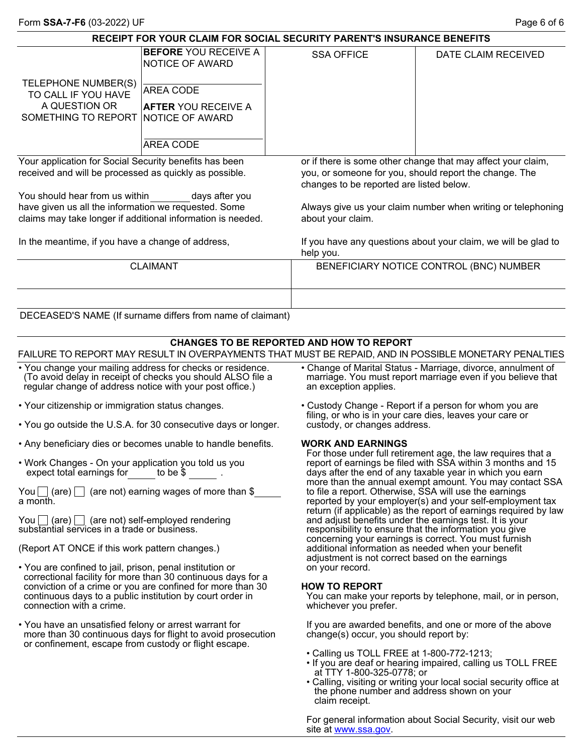## RECEIPT FOR YOUR CLAIM FOR SOCIAL SECURITY PARENT'S INSURANCE BENEFITS

| | | | |
|---|---|---|---|
| TELEPHONE NUMBER(S) TO CALL IF YOU HAVE A QUESTION OR SOMETHING TO REPORT | **BEFORE** YOU RECEIVE A NOTICE OF AWARD<br><br>AREA CODE<br><br>**AFTER** YOU RECEIVE A NOTICE OF AWARD<br><br>AREA CODE | SSA OFFICE | DATE CLAIM RECEIVED |

Your application for Social Security benefits has been received and will be processed as quickly as possible.

You should hear from us within ________ days after you have given us all the information we requested. Some claims may take longer if additional information is needed.

In the meantime, if you have a change of address, or if there is some other change that may affect your claim, you, or someone for you, should report the change. The changes to be reported are listed below.

Always give us your claim number when writing or telephoning about your claim.

If you have any questions about your claim, we will be glad to help you.

| CLAIMANT | BENEFICIARY NOTICE CONTROL (BNC) NUMBER |
|---|---|
| | |
| | |

DECEASED'S NAME (If surname differs from name of claimant)

## CHANGES TO BE REPORTED AND HOW TO REPORT

FAILURE TO REPORT MAY RESULT IN OVERPAYMENTS THAT MUST BE REPAID, AND IN POSSIBLE MONETARY PENALTIES

- You change your mailing address for checks or residence. (To avoid delay in receipt of checks you should ALSO file a regular change of address notice with your post office.)
- Your citizenship or immigration status changes.
- You go outside the U.S.A. for 30 consecutive days or longer.
- Any beneficiary dies or becomes unable to handle benefits.
- Work Changes - On your application you told us you expect total earnings for _____ to be $ _____ .

You ☐ (are) ☐ (are not) earning wages of more than $_____ a month.

You ☐ (are) ☐ (are not) self-employed rendering substantial services in a trade or business.

(Report AT ONCE if this work pattern changes.)

- You are confined to jail, prison, penal institution or correctional facility for more than 30 continuous days for a conviction of a crime or you are confined for more than 30 continuous days to a public institution by court order in connection with a crime.
- You have an unsatisfied felony or arrest warrant for more than 30 continuous days for flight to avoid prosecution or confinement, escape from custody or flight escape.
- Change of Marital Status - Marriage, divorce, annulment of marriage. You must report marriage even if you believe that an exception applies.
- Custody Change - Report if a person for whom you are filing, or who is in your care dies, leaves your care or custody, or changes address.

**WORK AND EARNINGS**

For those under full retirement age, the law requires that a report of earnings be filed with SSA within 3 months and 15 days after the end of any taxable year in which you earn more than the annual exempt amount. You may contact SSA to file a report. Otherwise, SSA will use the earnings reported by your employer(s) and your self-employment tax return (if applicable) as the report of earnings required by law and adjust benefits under the earnings test. It is your responsibility to ensure that the information you give concerning your earnings is correct. You must furnish additional information as needed when your benefit adjustment is not correct based on the earnings on your record.

**HOW TO REPORT**

You can make your reports by telephone, mail, or in person, whichever you prefer.

If you are awarded benefits, and one or more of the above change(s) occur, you should report by:

- Calling us TOLL FREE at 1-800-772-1213;
- If you are deaf or hearing impaired, calling us TOLL FREE at TTY 1-800-325-0778; or
- Calling, visiting or writing your local social security office at the phone number and address shown on your claim receipt.

For general information about Social Security, visit our web site at www.ssa.gov.